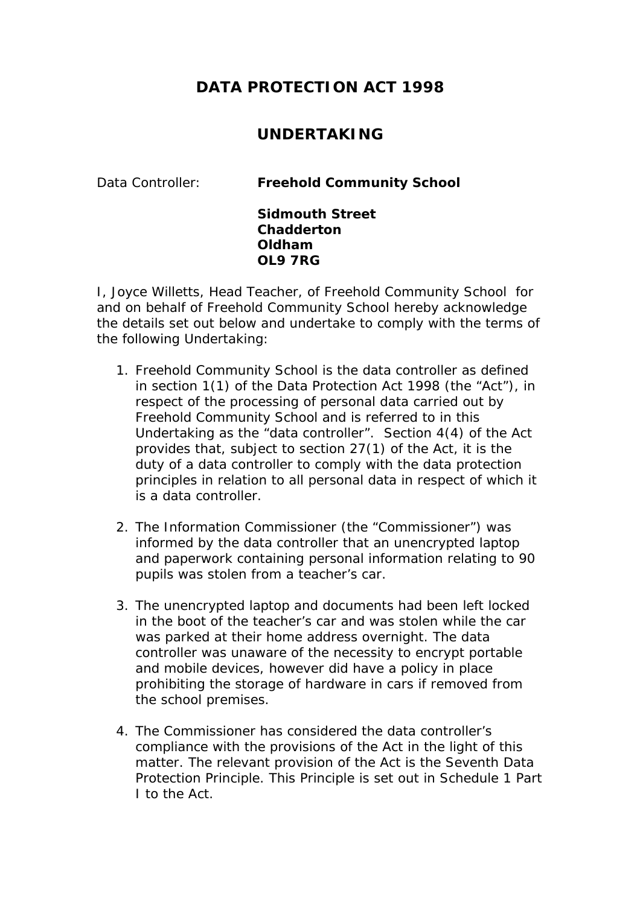# DATA PROTECTION ACT 1998

## UNDERTAKING

Data Controller: **Freehold Community School**

**Sidmouth Street**
**Chadderton**
**Oldham**
**OL9 7RG**

I, Joyce Willetts, Head Teacher, of Freehold Community School for and on behalf of Freehold Community School hereby acknowledge the details set out below and undertake to comply with the terms of the following Undertaking:

1. Freehold Community School is the data controller as defined in section 1(1) of the Data Protection Act 1998 (the "Act"), in respect of the processing of personal data carried out by Freehold Community School and is referred to in this Undertaking as the "data controller". Section 4(4) of the Act provides that, subject to section 27(1) of the Act, it is the duty of a data controller to comply with the data protection principles in relation to all personal data in respect of which it is a data controller.

2. The Information Commissioner (the "Commissioner") was informed by the data controller that an unencrypted laptop and paperwork containing personal information relating to 90 pupils was stolen from a teacher's car.

3. The unencrypted laptop and documents had been left locked in the boot of the teacher's car and was stolen while the car was parked at their home address overnight. The data controller was unaware of the necessity to encrypt portable and mobile devices, however did have a policy in place prohibiting the storage of hardware in cars if removed from the school premises.

4. The Commissioner has considered the data controller's compliance with the provisions of the Act in the light of this matter. The relevant provision of the Act is the Seventh Data Protection Principle. This Principle is set out in Schedule 1 Part I to the Act.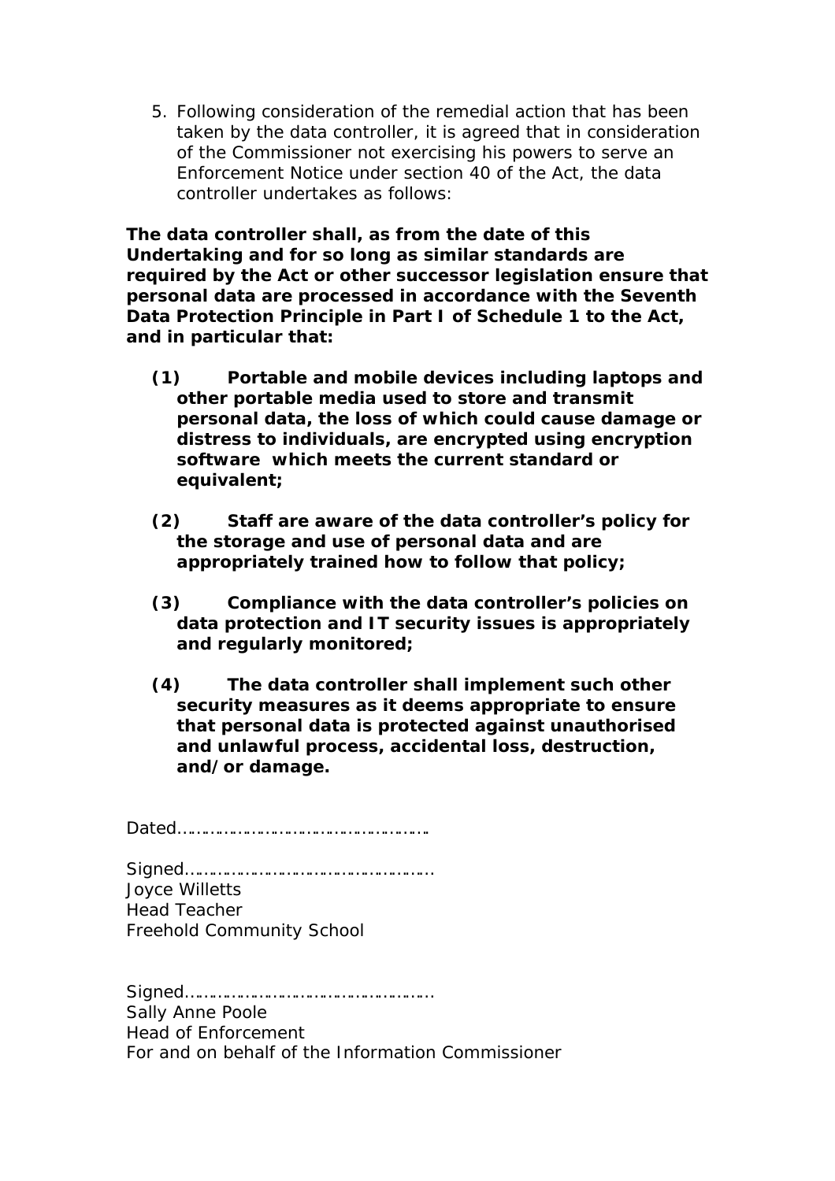5. Following consideration of the remedial action that has been taken by the data controller, it is agreed that in consideration of the Commissioner not exercising his powers to serve an Enforcement Notice under section 40 of the Act, the data controller undertakes as follows:

**The data controller shall, as from the date of this Undertaking and for so long as similar standards are required by the Act or other successor legislation ensure that personal data are processed in accordance with the Seventh Data Protection Principle in Part I of Schedule 1 to the Act, and in particular that:**

**(1) Portable and mobile devices including laptops and other portable media used to store and transmit personal data, the loss of which could cause damage or distress to individuals, are encrypted using encryption software which meets the current standard or equivalent;**

**(2) Staff are aware of the data controller's policy for the storage and use of personal data and are appropriately trained how to follow that policy;**

**(3) Compliance with the data controller's policies on data protection and IT security issues is appropriately and regularly monitored;**

**(4) The data controller shall implement such other security measures as it deems appropriate to ensure that personal data is protected against unauthorised and unlawful process, accidental loss, destruction, and/or damage.**

Dated……………………………………………….

Signed……………………………………………..
Joyce Willetts
Head Teacher
Freehold Community School

Signed……………………………………………..
Sally Anne Poole
Head of Enforcement
For and on behalf of the Information Commissioner